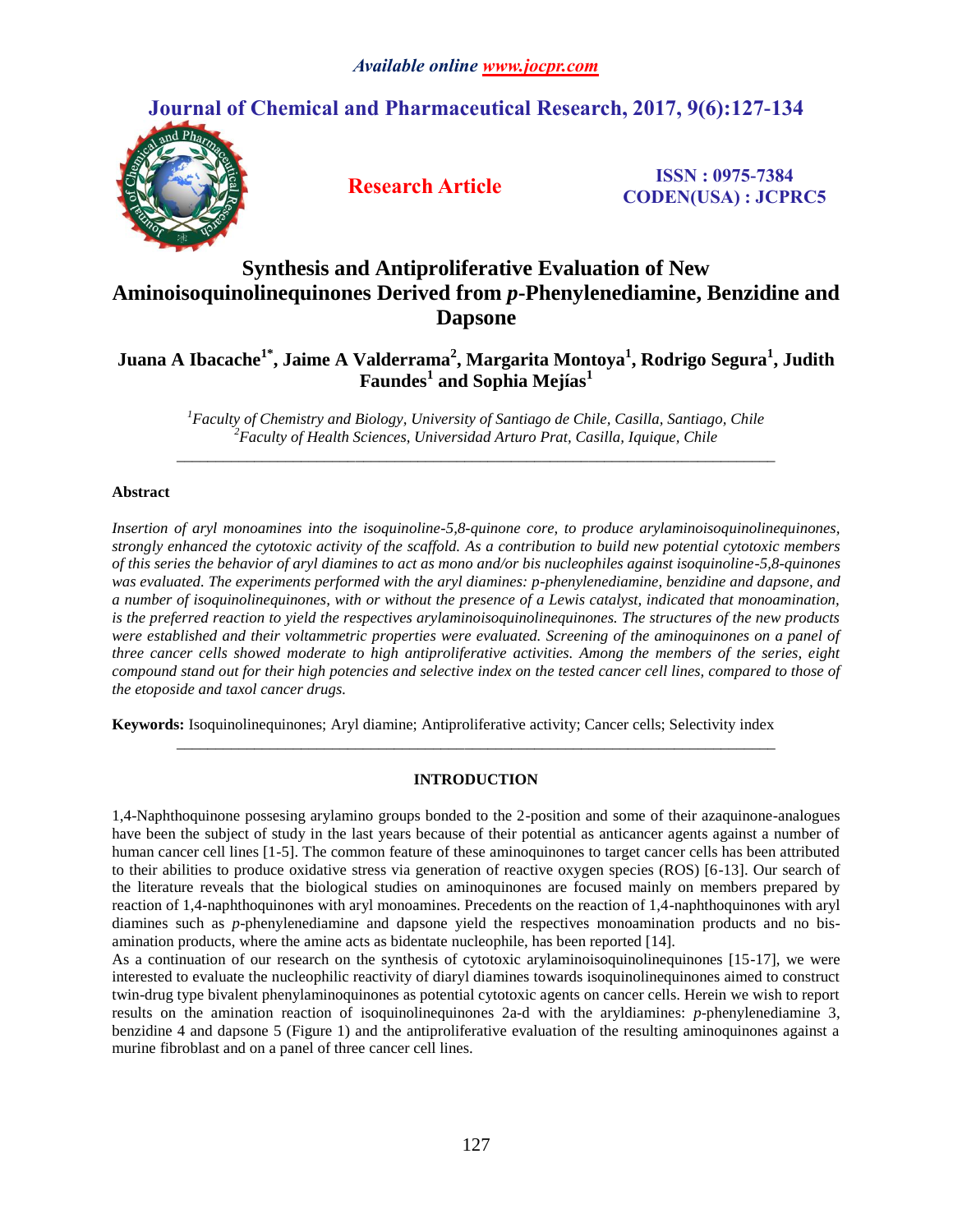# Synthesis and Antiproliferative Evaluation of New Aminoisoquinolinequinones Derived from *p*-Phenylenediamine, Benzidine and Dapsone

**Juana A Ibacache[1*], Jaime A Valderrama[2], Margarita Montoya[1], Rodrigo Segura[1], Judith Faundes[1] and Sophia Mejías[1]**

[1] *Faculty of Chemistry and Biology, University of Santiago de Chile, Casilla, Santiago, Chile*
[2] *Faculty of Health Sciences, Universidad Arturo Prat, Casilla, Iquique, Chile*

## Abstract

*Insertion of aryl monoamines into the isoquinoline-5,8-quinone core, to produce arylaminoisoquinolinequinones, strongly enhanced the cytotoxic activity of the scaffold. As a contribution to build new potential cytotoxic members of this series the behavior of aryl diamines to act as mono and/or bis nucleophiles against isoquinoline-5,8-quinones was evaluated. The experiments performed with the aryl diamines: p-phenylenediamine, benzidine and dapsone, and a number of isoquinolinequinones, with or without the presence of a Lewis catalyst, indicated that monoamination, is the preferred reaction to yield the respectives arylaminoisoquinolinequinones. The structures of the new products were established and their voltammetric properties were evaluated. Screening of the aminoquinones on a panel of three cancer cells showed moderate to high antiproliferative activities. Among the members of the series, eight compound stand out for their high potencies and selective index on the tested cancer cell lines, compared to those of the etoposide and taxol cancer drugs.*

**Keywords:** Isoquinolinequinones; Aryl diamine; Antiproliferative activity; Cancer cells; Selectivity index

## INTRODUCTION

1,4-Naphthoquinone possesing arylamino groups bonded to the 2-position and some of their azaquinone-analogues have been the subject of study in the last years because of their potential as anticancer agents against a number of human cancer cell lines [1-5]. The common feature of these aminoquinones to target cancer cells has been attributed to their abilities to produce oxidative stress via generation of reactive oxygen species (ROS) [6-13]. Our search of the literature reveals that the biological studies on aminoquinones are focused mainly on members prepared by reaction of 1,4-naphthoquinones with aryl monoamines. Precedents on the reaction of 1,4-naphthoquinones with aryl diamines such as *p*-phenylenediamine and dapsone yield the respectives monoamination products and no bis-amination products, where the amine acts as bidentate nucleophile, has been reported [14].

As a continuation of our research on the synthesis of cytotoxic arylaminoisoquinolinequinones [15-17], we were interested to evaluate the nucleophilic reactivity of diaryl diamines towards isoquinolinequinones aimed to construct twin-drug type bivalent phenylaminoquinones as potential cytotoxic agents on cancer cells. Herein we wish to report results on the amination reaction of isoquinolinequinones 2a-d with the aryldiamines: *p*-phenylenediamine 3, benzidine 4 and dapsone 5 (Figure 1) and the antiproliferative evaluation of the resulting aminoquinones against a murine fibroblast and on a panel of three cancer cell lines.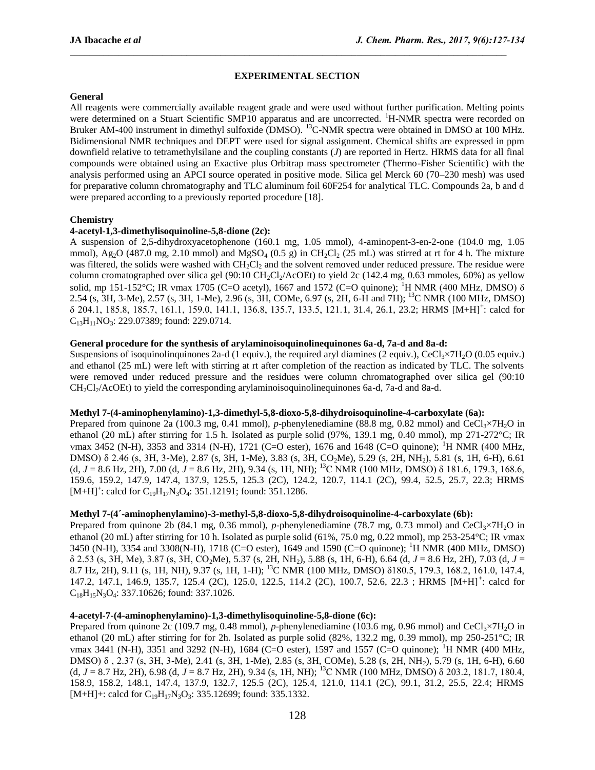## EXPERIMENTAL SECTION

### General

All reagents were commercially available reagent grade and were used without further purification. Melting points were determined on a Stuart Scientific SMP10 apparatus and are uncorrected. $^{1}$H-NMR spectra were recorded on Bruker AM-400 instrument in dimethyl sulfoxide (DMSO). $^{13}$C-NMR spectra were obtained in DMSO at 100 MHz. Bidimensional NMR techniques and DEPT were used for signal assignment. Chemical shifts are expressed in ppm downfield relative to tetramethylsilane and the coupling constants (*J*) are reported in Hertz. HRMS data for all final compounds were obtained using an Exactive plus Orbitrap mass spectrometer (Thermo-Fisher Scientific) with the analysis performed using an APCI source operated in positive mode. Silica gel Merck 60 (70–230 mesh) was used for preparative column chromatography and TLC aluminum foil 60F254 for analytical TLC. Compounds 2a, b and d were prepared according to a previously reported procedure [18].

### Chemistry

**4-acetyl-1,3-dimethylisoquinoline-5,8-dione (2c):**

A suspension of 2,5-dihydroxyacetophenone (160.1 mg, 1.05 mmol), 4-aminopent-3-en-2-one (104.0 mg, 1.05 mmol), $Ag_2O$ (487.0 mg, 2.10 mmol) and $MgSO_4$ (0.5 g) in $CH_2Cl_2$ (25 mL) was stirred at rt for 4 h. The mixture was filtered, the solids were washed with $CH_2Cl_2$ and the solvent removed under reduced pressure. The residue were column cromatographed over silica gel (90:10 $CH_2Cl_2$/AcOEt) to yield 2c (142.4 mg, 0.63 mmoles, 60%) as yellow solid, mp 151-152°C; IR νmax 1705 (C=O acetyl), 1667 and 1572 (C=O quinone); $^{1}$H NMR (400 MHz, DMSO) δ 2.54 (s, 3H, 3-Me), 2.57 (s, 3H, 1-Me), 2.96 (s, 3H, COMe, 6.97 (s, 2H, 6-H and 7H); $^{13}$C NMR (100 MHz, DMSO) δ 204.1, 185.8, 185.7, 161.1, 159.0, 141.1, 136.8, 135.7, 133.5, 121.1, 31.4, 26.1, 23.2; HRMS $[M+H]^+$: calcd for $C_{13}H_{11}NO_3$: 229.07389; found: 229.0714.

**General procedure for the synthesis of arylaminoisoquinolinequinones 6a-d, 7a-d and 8a-d:**

Suspensions of isoquinolinquinones 2a-d (1 equiv.), the required aryl diamines (2 equiv.), $CeCl_3 \times 7H_2O$ (0.05 equiv.) and ethanol (25 mL) were left with stirring at rt after completion of the reaction as indicated by TLC. The solvents were removed under reduced pressure and the residues were column chromatographed over silica gel (90:10 $CH_2Cl_2$/AcOEt) to yield the corresponding arylaminoisoquinolinequinones 6a-d, 7a-d and 8a-d.

**Methyl 7-(4-aminophenylamino)-1,3-dimethyl-5,8-dioxo-5,8-dihydroisoquinoline-4-carboxylate (6a):**

Prepared from quinone 2a (100.3 mg, 0.41 mmol), *p*-phenylenediamine (88.8 mg, 0.82 mmol) and $CeCl_3 \times 7H_2O$ in ethanol (20 mL) after stirring for 1.5 h. Isolated as purple solid (97%, 139.1 mg, 0.40 mmol), mp 271-272°C; IR νmax 3452 (N-H), 3353 and 3314 (N-H), 1721 (C=O ester), 1676 and 1648 (C=O quinone); $^{1}$H NMR (400 MHz, DMSO) δ 2.46 (s, 3H, 3-Me), 2.87 (s, 3H, 1-Me), 3.83 (s, 3H, $CO_2Me$), 5.29 (s, 2H, $NH_2$), 5.81 (s, 1H, 6-H), 6.61 (d, *J* = 8.6 Hz, 2H), 7.00 (d, *J* = 8.6 Hz, 2H), 9.34 (s, 1H, NH); $^{13}$C NMR (100 MHz, DMSO) δ 181.6, 179.3, 168.6, 159.6, 159.2, 147.9, 147.4, 137.9, 125.5, 125.3 (2C), 124.2, 120.7, 114.1 (2C), 99.4, 52.5, 25.7, 22.3; HRMS $[M+H]^+$: calcd for $C_{19}H_{17}N_3O_4$: 351.12191; found: 351.1286.

**Methyl 7-(4´-aminophenylamino)-3-methyl-5,8-dioxo-5,8-dihydroisoquinoline-4-carboxylate (6b):**

Prepared from quinone 2b (84.1 mg, 0.36 mmol), *p*-phenylenediamine (78.7 mg, 0.73 mmol) and $CeCl_3 \times 7H_2O$ in ethanol (20 mL) after stirring for 10 h. Isolated as purple solid (61%, 75.0 mg, 0.22 mmol), mp 253-254°C; IR νmax 3450 (N-H), 3354 and 3308(N-H), 1718 (C=O ester), 1649 and 1590 (C=O quinone); $^{1}$H NMR (400 MHz, DMSO) δ 2.53 (s, 3H, Me), 3.87 (s, 3H, $CO_2Me$), 5.37 (s, 2H, $NH_2$), 5.88 (s, 1H, 6-H), 6.64 (d, *J* = 8.6 Hz, 2H), 7.03 (d, *J* = 8.7 Hz, 2H), 9.11 (s, 1H, NH), 9.37 (s, 1H, 1-H); $^{13}$C NMR (100 MHz, DMSO) δ180.5, 179.3, 168.2, 161.0, 147.4, 147.2, 147.1, 146.9, 135.7, 125.4 (2C), 125.0, 122.5, 114.2 (2C), 100.7, 52.6, 22.3 ; HRMS $[M+H]^+$: calcd for $C_{18}H_{15}N_3O_4$: 337.10626; found: 337.1026.

**4-acetyl-7-(4-aminophenylamino)-1,3-dimethylisoquinoline-5,8-dione (6c):**

Prepared from quinone 2c (109.7 mg, 0.48 mmol), *p*-phenylenediamine (103.6 mg, 0.96 mmol) and $CeCl_3 \times 7H_2O$ in ethanol (20 mL) after stirring for for 2h. Isolated as purple solid (82%, 132.2 mg, 0.39 mmol), mp 250-251°C; IR νmax 3441 (N-H), 3351 and 3292 (N-H), 1684 (C=O ester), 1597 and 1557 (C=O quinone); $^{1}$H NMR (400 MHz, DMSO) δ , 2.37 (s, 3H, 3-Me), 2.41 (s, 3H, 1-Me), 2.85 (s, 3H, COMe), 5.28 (s, 2H, $NH_2$), 5.79 (s, 1H, 6-H), 6.60 (d, *J* = 8.7 Hz, 2H), 6.98 (d, *J* = 8.7 Hz, 2H), 9.34 (s, 1H, NH); $^{13}$C NMR (100 MHz, DMSO) δ 203.2, 181.7, 180.4, 158.9, 158.2, 148.1, 147.4, 137.9, 132.7, 125.5 (2C), 125.4, 121.0, 114.1 (2C), 99.1, 31.2, 25.5, 22.4; HRMS $[M+H]^+$: calcd for $C_{19}H_{17}N_3O_3$: 335.12699; found: 335.1332.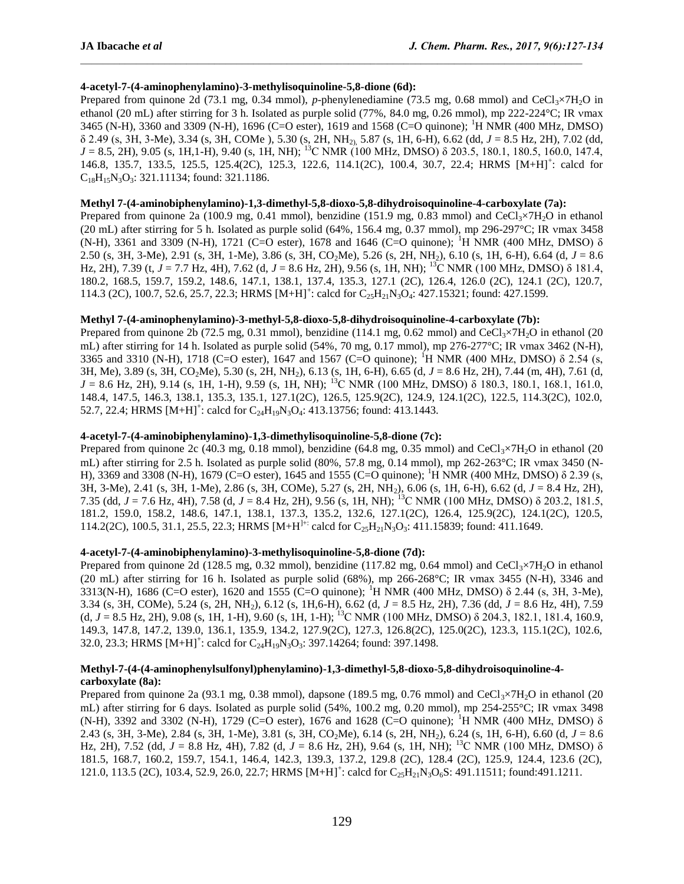**4-acetyl-7-(4-aminophenylamino)-3-methylisoquinoline-5,8-dione (6d):**

Prepared from quinone 2d (73.1 mg, 0.34 mmol), *p*-phenylenediamine (73.5 mg, 0.68 mmol) and $CeCl_3{\times}7H_2O$ in ethanol (20 mL) after stirring for 3 h. Isolated as purple solid (77%, 84.0 mg, 0.26 mmol), mp 222-224°C; IR νmax 3465 (N-H), 3360 and 3309 (N-H), 1696 (C=O ester), 1619 and 1568 (C=O quinone); $^1$H NMR (400 MHz, DMSO) δ 2.49 (s, 3H, 3-Me), 3.34 (s, 3H, COMe ), 5.30 (s, 2H, $NH_2$), 5.87 (s, 1H, 6-H), 6.62 (dd, *J* = 8.5 Hz, 2H), 7.02 (dd, *J* = 8.5, 2H), 9.05 (s, 1H,1-H), 9.40 (s, 1H, NH); $^{13}$C NMR (100 MHz, DMSO) δ 203.5, 180.1, 180.5, 160.0, 147.4, 146.8, 135.7, 133.5, 125.5, 125.4(2C), 125.3, 122.6, 114.1(2C), 100.4, 30.7, 22.4; HRMS $[M+H]^+$: calcd for $C_{18}H_{15}N_3O_3$: 321.11134; found: 321.1186.

**Methyl 7-(4-aminobiphenylamino)-1,3-dimethyl-5,8-dioxo-5,8-dihydroisoquinoline-4-carboxylate (7a):**

Prepared from quinone 2a (100.9 mg, 0.41 mmol), benzidine (151.9 mg, 0.83 mmol) and $CeCl_3{\times}7H_2O$ in ethanol (20 mL) after stirring for 5 h. Isolated as purple solid (64%, 156.4 mg, 0.37 mmol), mp 296-297°C; IR νmax 3458 (N-H), 3361 and 3309 (N-H), 1721 (C=O ester), 1678 and 1646 (C=O quinone); $^1$H NMR (400 MHz, DMSO) δ 2.50 (s, 3H, 3-Me), 2.91 (s, 3H, 1-Me), 3.86 (s, 3H, $CO_2$Me), 5.26 (s, 2H, $NH_2$), 6.10 (s, 1H, 6-H), 6.64 (d, *J* = 8.6 Hz, 2H), 7.39 (t, *J* = 7.7 Hz, 4H), 7.62 (d, *J* = 8.6 Hz, 2H), 9.56 (s, 1H, NH); $^{13}$C NMR (100 MHz, DMSO) δ 181.4, 180.2, 168.5, 159.7, 159.2, 148.6, 147.1, 138.1, 137.4, 135.3, 127.1 (2C), 126.4, 126.0 (2C), 124.1 (2C), 120.7, 114.3 (2C), 100.7, 52.6, 25.7, 22.3; HRMS $[M+H]^+$: calcd for $C_{25}H_{21}N_3O_4$: 427.15321; found: 427.1599.

**Methyl 7-(4-aminophenylamino)-3-methyl-5,8-dioxo-5,8-dihydroisoquinoline-4-carboxylate (7b):**

Prepared from quinone 2b (72.5 mg, 0.31 mmol), benzidine (114.1 mg, 0.62 mmol) and $CeCl_3{\times}7H_2O$ in ethanol (20 mL) after stirring for 14 h. Isolated as purple solid (54%, 70 mg, 0.17 mmol), mp 276-277°C; IR νmax 3462 (N-H), 3365 and 3310 (N-H), 1718 (C=O ester), 1647 and 1567 (C=O quinone); $^1$H NMR (400 MHz, DMSO) δ 2.54 (s, 3H, Me), 3.89 (s, 3H, $CO_2$Me), 5.30 (s, 2H, $NH_2$), 6.13 (s, 1H, 6-H), 6.65 (d, *J* = 8.6 Hz, 2H), 7.44 (m, 4H), 7.61 (d, *J* = 8.6 Hz, 2H), 9.14 (s, 1H, 1-H), 9.59 (s, 1H, NH); $^{13}$C NMR (100 MHz, DMSO) δ 180.3, 180.1, 168.1, 161.0, 148.4, 147.5, 146.3, 138.1, 135.3, 135.1, 127.1(2C), 126.5, 125.9(2C), 124.9, 124.1(2C), 122.5, 114.3(2C), 102.0, 52.7, 22.4; HRMS $[M+H]^+$: calcd for $C_{24}H_{19}N_3O_4$: 413.13756; found: 413.1443.

**4-acetyl-7-(4-aminobiphenylamino)-1,3-dimethylisoquinoline-5,8-dione (7c):**

Prepared from quinone 2c (40.3 mg, 0.18 mmol), benzidine (64.8 mg, 0.35 mmol) and $CeCl_3{\times}7H_2O$ in ethanol (20 mL) after stirring for 2.5 h. Isolated as purple solid (80%, 57.8 mg, 0.14 mmol), mp 262-263°C; IR νmax 3450 (N-H), 3369 and 3308 (N-H), 1679 (C=O ester), 1645 and 1555 (C=O quinone); $^1$H NMR (400 MHz, DMSO) δ 2.39 (s, 3H, 3-Me), 2.41 (s, 3H, 1-Me), 2.86 (s, 3H, COMe), 5.27 (s, 2H, $NH_2$), 6.06 (s, 1H, 6-H), 6.62 (d, *J* = 8.4 Hz, 2H), 7.35 (dd, *J* = 7.6 Hz, 4H), 7.58 (d, *J* = 8.4 Hz, 2H), 9.56 (s, 1H, NH); $^{13}$C NMR (100 MHz, DMSO) δ 203.2, 181.5, 181.2, 159.0, 158.2, 148.6, 147.1, 138.1, 137.3, 135.2, 132.6, 127.1(2C), 126.4, 125.9(2C), 124.1(2C), 120.5, 114.2(2C), 100.5, 31.1, 25.5, 22.3; HRMS $[M+H]^+$: calcd for $C_{25}H_{21}N_3O_3$: 411.15839; found: 411.1649.

**4-acetyl-7-(4-aminobiphenylamino)-3-methylisoquinoline-5,8-dione (7d):**

Prepared from quinone 2d (128.5 mg, 0.32 mmol), benzidine (117.82 mg, 0.64 mmol) and $CeCl_3{\times}7H_2O$ in ethanol (20 mL) after stirring for 16 h. Isolated as purple solid (68%), mp 266-268°C; IR νmax 3455 (N-H), 3346 and 3313(N-H), 1686 (C=O ester), 1620 and 1555 (C=O quinone); $^1$H NMR (400 MHz, DMSO) δ 2.44 (s, 3H, 3-Me), 3.34 (s, 3H, COMe), 5.24 (s, 2H, $NH_2$), 6.12 (s, 1H,6-H), 6.62 (d, *J* = 8.5 Hz, 2H), 7.36 (dd, *J* = 8.6 Hz, 4H), 7.59 (d, *J* = 8.5 Hz, 2H), 9.08 (s, 1H, 1-H), 9.60 (s, 1H, 1-H); $^{13}$C NMR (100 MHz, DMSO) δ 204.3, 182.1, 181.4, 160.9, 149.3, 147.8, 147.2, 139.0, 136.1, 135.9, 134.2, 127.9(2C), 127.3, 126.8(2C), 125.0(2C), 123.3, 115.1(2C), 102.6, 32.0, 23.3; HRMS $[M+H]^+$: calcd for $C_{24}H_{19}N_3O_3$: 397.14264; found: 397.1498.

**Methyl-7-(4-(4-aminophenylsulfonyl)phenylamino)-1,3-dimethyl-5,8-dioxo-5,8-dihydroisoquinoline-4-carboxylate (8a):**

Prepared from quinone 2a (93.1 mg, 0.38 mmol), dapsone (189.5 mg, 0.76 mmol) and $CeCl_3{\times}7H_2O$ in ethanol (20 mL) after stirring for 6 days. Isolated as purple solid (54%, 100.2 mg, 0.20 mmol), mp 254-255°C; IR νmax 3498 (N-H), 3392 and 3302 (N-H), 1729 (C=O ester), 1676 and 1628 (C=O quinone); $^1$H NMR (400 MHz, DMSO) δ 2.43 (s, 3H, 3-Me), 2.84 (s, 3H, 1-Me), 3.81 (s, 3H, $CO_2$Me), 6.14 (s, 2H, $NH_2$), 6.24 (s, 1H, 6-H), 6.60 (d, *J* = 8.6 Hz, 2H), 7.52 (dd, *J* = 8.8 Hz, 4H), 7.82 (d, *J* = 8.6 Hz, 2H), 9.64 (s, 1H, NH); $^{13}$C NMR (100 MHz, DMSO) δ 181.5, 168.7, 160.2, 159.7, 154.1, 146.4, 142.3, 139.3, 137.2, 129.8 (2C), 128.4 (2C), 125.9, 124.4, 123.6 (2C), 121.0, 113.5 (2C), 103.4, 52.9, 26.0, 22.7; HRMS $[M+H]^+$: calcd for $C_{25}H_{21}N_3O_6S$: 491.11511; found:491.1211.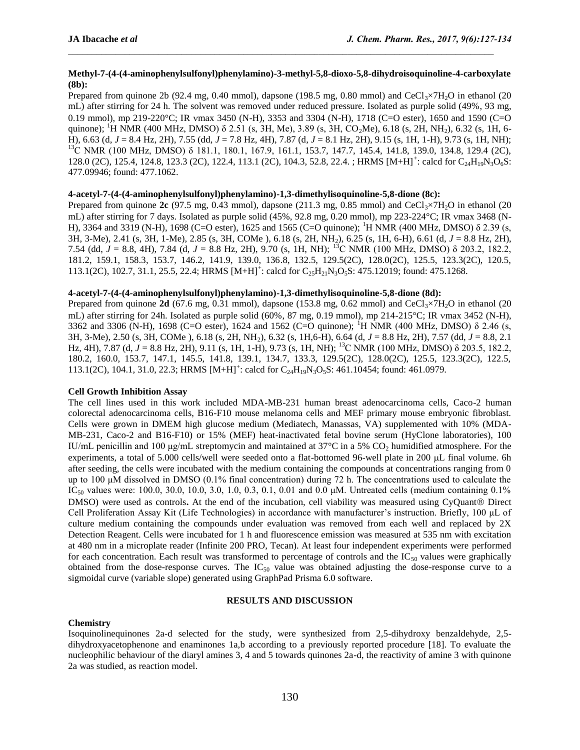**Methyl-7-(4-(4-aminophenylsulfonyl)phenylamino)-3-methyl-5,8-dioxo-5,8-dihydroisoquinoline-4-carboxylate (8b):**

Prepared from quinone 2b (92.4 mg, 0.40 mmol), dapsone (198.5 mg, 0.80 mmol) and $CeCl_3 \times 7H_2O$ in ethanol (20 mL) after stirring for 24 h. The solvent was removed under reduced pressure. Isolated as purple solid (49%, 93 mg, 0.19 mmol), mp 219-220°C; IR νmax 3450 (N-H), 3353 and 3304 (N-H), 1718 (C=O ester), 1650 and 1590 (C=O quinone); $^1$H NMR (400 MHz, DMSO) δ 2.51 (s, 3H, Me), 3.89 (s, 3H, $CO_2Me$), 6.18 (s, 2H, $NH_2$), 6.32 (s, 1H, 6-H), 6.63 (d, *J* = 8.4 Hz, 2H), 7.55 (dd, *J* = 7.8 Hz, 4H), 7.87 (d, *J* = 8.1 Hz, 2H), 9.15 (s, 1H, 1-H), 9.73 (s, 1H, NH); $^{13}$C NMR (100 MHz, DMSO) δ 181.1, 180.1, 167.9, 161.1, 153.7, 147.7, 145.4, 141.8, 139.0, 134.8, 129.4 (2C), 128.0 (2C), 125.4, 124.8, 123.3 (2C), 122.4, 113.1 (2C), 104.3, 52.8, 22.4. ; HRMS $[M+H]^+$: calcd for $C_{24}H_{19}N_3O_6S$: 477.09946; found: 477.1062.

**4-acetyl-7-(4-(4-aminophenylsulfonyl)phenylamino)-1,3-dimethylisoquinoline-5,8-dione (8c):**

Prepared from quinone **2c** (97.5 mg, 0.43 mmol), dapsone (211.3 mg, 0.85 mmol) and $CeCl_3 \times 7H_2O$ in ethanol (20 mL) after stirring for 7 days. Isolated as purple solid (45%, 92.8 mg, 0.20 mmol), mp 223-224°C; IR νmax 3468 (N-H), 3364 and 3319 (N-H), 1698 (C=O ester), 1625 and 1565 (C=O quinone); $^1$H NMR (400 MHz, DMSO) δ 2.39 (s, 3H, 3-Me), 2.41 (s, 3H, 1-Me), 2.85 (s, 3H, COMe ), 6.18 (s, 2H, $NH_2$), 6.25 (s, 1H, 6-H), 6.61 (d, *J* = 8.8 Hz, 2H), 7.54 (dd, *J* = 8.8, 4H), 7.84 (d, *J* = 8.8 Hz, 2H), 9.70 (s, 1H, NH); $^{13}$C NMR (100 MHz, DMSO) δ 203.2, 182.2, 181.2, 159.1, 158.3, 153.7, 146.2, 141.9, 139.0, 136.8, 132.5, 129.5(2C), 128.0(2C), 125.5, 123.3(2C), 120.5, 113.1(2C), 102.7, 31.1, 25.5, 22.4; HRMS $[M+H]^+$: calcd for $C_{25}H_{21}N_3O_5S$: 475.12019; found: 475.1268.

**4-acetyl-7-(4-(4-aminophenylsulfonyl)phenylamino)-1,3-dimethylisoquinoline-5,8-dione (8d):**

Prepared from quinone **2d** (67.6 mg, 0.31 mmol), dapsone (153.8 mg, 0.62 mmol) and $CeCl_3 \times 7H_2O$ in ethanol (20 mL) after stirring for 24h. Isolated as purple solid (60%, 87 mg, 0.19 mmol), mp 214-215°C; IR νmax 3452 (N-H), 3362 and 3306 (N-H), 1698 (C=O ester), 1624 and 1562 (C=O quinone); $^1$H NMR (400 MHz, DMSO) δ 2.46 (s, 3H, 3-Me), 2.50 (s, 3H, COMe ), 6.18 (s, 2H, $NH_2$), 6.32 (s, 1H,6-H), 6.64 (d, *J* = 8.8 Hz, 2H), 7.57 (dd, *J* = 8.8, 2.1 Hz, 4H), 7.87 (d, *J* = 8.8 Hz, 2H), 9.11 (s, 1H, 1-H), 9.73 (s, 1H, NH); $^{13}$C NMR (100 MHz, DMSO) δ 203.5, 182.2, 180.2, 160.0, 153.7, 147.1, 145.5, 141.8, 139.1, 134.7, 133.3, 129.5(2C), 128.0(2C), 125.5, 123.3(2C), 122.5, 113.1(2C), 104.1, 31.0, 22.3; HRMS $[M+H]^+$: calcd for $C_{24}H_{19}N_3O_5S$: 461.10454; found: 461.0979.

**Cell Growth Inhibition Assay**

The cell lines used in this work included MDA-MB-231 human breast adenocarcinoma cells, Caco-2 human colorectal adenocarcinoma cells, B16-F10 mouse melanoma cells and MEF primary mouse embryonic fibroblast. Cells were grown in DMEM high glucose medium (Mediatech, Manassas, VA) supplemented with 10% (MDA-MB-231, Caco-2 and B16-F10) or 15% (MEF) heat-inactivated fetal bovine serum (HyClone laboratories), 100 IU/mL penicillin and 100 μg/mL streptomycin and maintained at 37°C in a 5% $CO_2$ humidified atmosphere. For the experiments, a total of 5.000 cells/well were seeded onto a flat-bottomed 96-well plate in 200 μL final volume. 6h after seeding, the cells were incubated with the medium containing the compounds at concentrations ranging from 0 up to 100 μM dissolved in DMSO (0.1% final concentration) during 72 h. The concentrations used to calculate the $IC_{50}$ values were: 100.0, 30.0, 10.0, 3.0, 1.0, 0.3, 0.1, 0.01 and 0.0 μM. Untreated cells (medium containing 0.1% DMSO) were used as controls**.** At the end of the incubation, cell viability was measured using CyQuant® Direct Cell Proliferation Assay Kit (Life Technologies) in accordance with manufacturer's instruction. Briefly, 100 μL of culture medium containing the compounds under evaluation was removed from each well and replaced by 2X Detection Reagent. Cells were incubated for 1 h and fluorescence emission was measured at 535 nm with excitation at 480 nm in a microplate reader (Infinite 200 PRO, Tecan). At least four independent experiments were performed for each concentration. Each result was transformed to percentage of controls and the $IC_{50}$ values were graphically obtained from the dose-response curves. The $IC_{50}$ value was obtained adjusting the dose-response curve to a sigmoidal curve (variable slope) generated using GraphPad Prisma 6.0 software.

## RESULTS AND DISCUSSION

**Chemistry**

Isoquinolinequinones 2a-d selected for the study, were synthesized from 2,5-dihydroxy benzaldehyde, 2,5-dihydroxyacetophenone and enaminones 1a,b according to a previously reported procedure [18]. To evaluate the nucleophilic behaviour of the diaryl amines 3, 4 and 5 towards quinones 2a-d, the reactivity of amine 3 with quinone 2a was studied, as reaction model.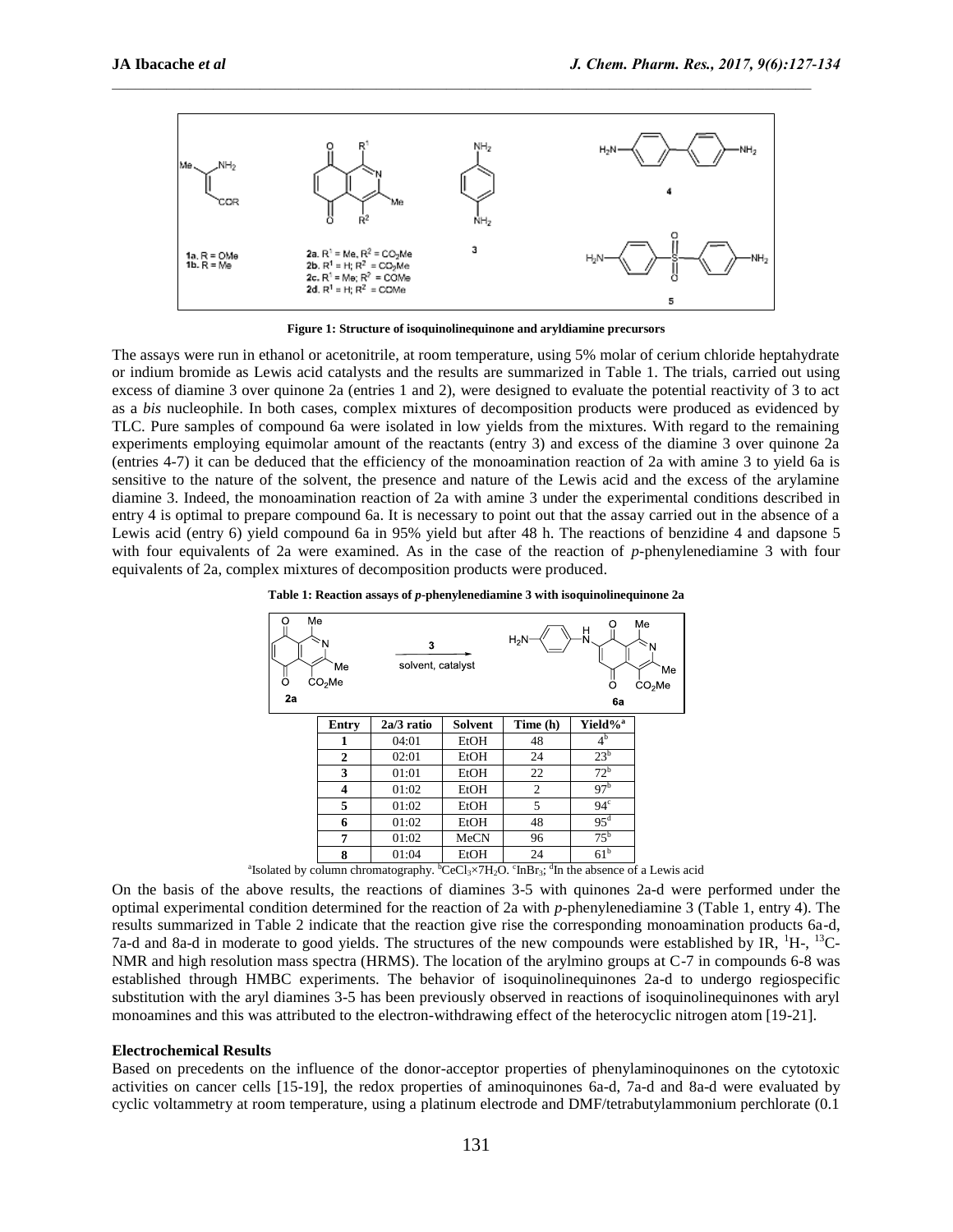Figure 1: Structure of isoquinolinequinone and aryldiamine precursors

The assays were run in ethanol or acetonitrile, at room temperature, using 5% molar of cerium chloride heptahydrate or indium bromide as Lewis acid catalysts and the results are summarized in Table 1. The trials, carried out using excess of diamine 3 over quinone 2a (entries 1 and 2), were designed to evaluate the potential reactivity of 3 to act as a *bis* nucleophile. In both cases, complex mixtures of decomposition products were produced as evidenced by TLC. Pure samples of compound 6a were isolated in low yields from the mixtures. With regard to the remaining experiments employing equimolar amount of the reactants (entry 3) and excess of the diamine 3 over quinone 2a (entries 4-7) it can be deduced that the efficiency of the monoamination reaction of 2a with amine 3 to yield 6a is sensitive to the nature of the solvent, the presence and nature of the Lewis acid and the excess of the arylamine diamine 3. Indeed, the monoamination reaction of 2a with amine 3 under the experimental conditions described in entry 4 is optimal to prepare compound 6a. It is necessary to point out that the assay carried out in the absence of a Lewis acid (entry 6) yield compound 6a in 95% yield but after 48 h. The reactions of benzidine 4 and dapsone 5 with four equivalents of 2a were examined. As in the case of the reaction of *p*-phenylenediamine 3 with four equivalents of 2a, complex mixtures of decomposition products were produced.

**Table 1: Reaction assays of *p*-phenylenediamine 3 with isoquinolinequinone 2a**

| Entry | 2a/3 ratio | Solvent | Time (h) | Yield%[a] |
|---|---|---|---|---|
| 1 | 04:01 | EtOH | 48 | 4[b] |
| 2 | 02:01 | EtOH | 24 | 23[b] |
| 3 | 01:01 | EtOH | 22 | 72[b] |
| 4 | 01:02 | EtOH | 2 | 97[b] |
| 5 | 01:02 | EtOH | 5 | 94[c] |
| 6 | 01:02 | EtOH | 48 | 95[d] |
| 7 | 01:02 | MeCN | 96 | 75[b] |
| 8 | 01:04 | EtOH | 24 | 61[b] |

[a]Isolated by column chromatography. [b]$CeCl_3 \times 7H_2O$. [c]$InBr_3$; [d]In the absence of a Lewis acid

On the basis of the above results, the reactions of diamines 3-5 with quinones 2a-d were performed under the optimal experimental condition determined for the reaction of 2a with *p*-phenylenediamine 3 (Table 1, entry 4). The results summarized in Table 2 indicate that the reaction give rise the corresponding monoamination products 6a-d, 7a-d and 8a-d in moderate to good yields. The structures of the new compounds were established by IR, $^1$H-, $^{13}$C-NMR and high resolution mass spectra (HRMS). The location of the arylmino groups at C-7 in compounds 6-8 was established through HMBC experiments. The behavior of isoquinolinequinones 2a-d to undergo regiospecific substitution with the aryl diamines 3-5 has been previously observed in reactions of isoquinolinequinones with aryl monoamines and this was attributed to the electron-withdrawing effect of the heterocyclic nitrogen atom [19-21].

#### Electrochemical Results

Based on precedents on the influence of the donor-acceptor properties of phenylaminoquinones on the cytotoxic activities on cancer cells [15-19], the redox properties of aminoquinones 6a-d, 7a-d and 8a-d were evaluated by cyclic voltammetry at room temperature, using a platinum electrode and DMF/tetrabutylammonium perchlorate (0.1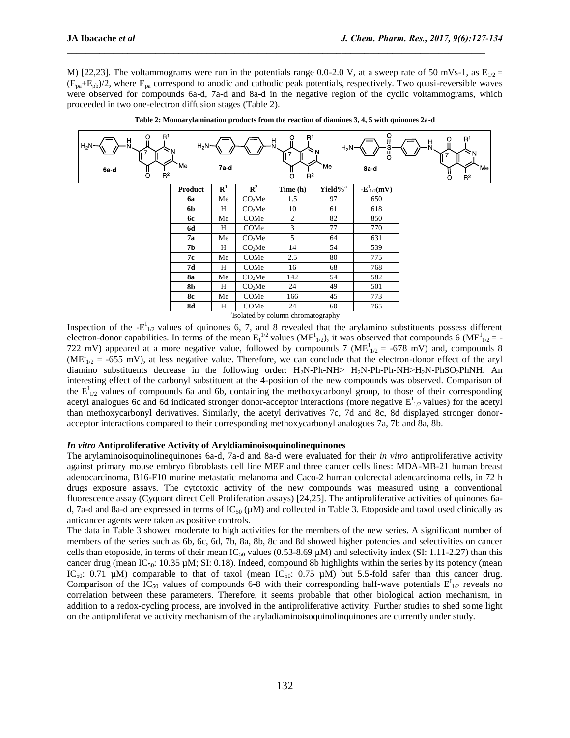M) [22,23]. The voltammograms were run in the potentials range 0.0-2.0 V, at a sweep rate of 50 mVs-1, as $E_{1/2} = (E_{pa}+E_{pb})/2$, where $E_{pa}$ correspond to anodic and cathodic peak potentials, respectively. Two quasi-reversible waves were observed for compounds 6a-d, 7a-d and 8a-d in the negative region of the cyclic voltammograms, which proceeded in two one-electron diffusion stages (Table 2).

**Table 2: Monoarylamination products from the reaction of diamines 3, 4, 5 with quinones 2a-d**

| Product | $R^1$ | $R^2$ | Time (h) | Yield%[a] | $-E^I_{1/2}$(mV) |
|---|---|---|---|---|---|
| 6a | Me | $CO_2Me$ | 1.5 | 97 | 650 |
| 6b | H | $CO_2Me$ | 10 | 61 | 618 |
| 6c | Me | COMe | 2 | 82 | 850 |
| 6d | H | COMe | 3 | 77 | 770 |
| 7a | Me | $CO_2Me$ | 5 | 64 | 631 |
| 7b | H | $CO_2Me$ | 14 | 54 | 539 |
| 7c | Me | COMe | 2.5 | 80 | 775 |
| 7d | H | COMe | 16 | 68 | 768 |
| 8a | Me | $CO_2Me$ | 142 | 54 | 582 |
| 8b | H | $CO_2Me$ | 24 | 49 | 501 |
| 8c | Me | COMe | 166 | 45 | 773 |
| 8d | H | COMe | 24 | 60 | 765 |

[a]Isolated by column chromatography

Inspection of the $-E^I_{1/2}$ values of quinones 6, 7, and 8 revealed that the arylamino substituents possess different electron-donor capabilities. In terms of the mean $E_I^{1/2}$ values ($ME^I_{1/2}$), it was observed that compounds 6 ($ME^I_{1/2}$ = -722 mV) appeared at a more negative value, followed by compounds 7 ($ME^I_{1/2}$ = -678 mV) and, compounds 8 ($ME^I_{1/2}$ = -655 mV), at less negative value. Therefore, we can conclude that the electron-donor effect of the aryl diamino substituents decrease in the following order: $H_2N$-Ph-NH> $H_2N$-Ph-Ph-NH>$H_2N$-$PhSO_2$PhNH. An interesting effect of the carbonyl substituent at the 4-position of the new compounds was observed. Comparison of the $E^I_{1/2}$ values of compounds 6a and 6b, containing the methoxycarbonyl group, to those of their corresponding acetyl analogues 6c and 6d indicated stronger donor-acceptor interactions (more negative $E^I_{1/2}$ values) for the acetyl than methoxycarbonyl derivatives. Similarly, the acetyl derivatives 7c, 7d and 8c, 8d displayed stronger donor-acceptor interactions compared to their corresponding methoxycarbonyl analogues 7a, 7b and 8a, 8b.

### *In vitro* Antiproliferative Activity of Aryldiaminoisoquinolinequinones

The arylaminoisoquinolinequinones 6a-d, 7a-d and 8a-d were evaluated for their *in vitro* antiproliferative activity against primary mouse embryo fibroblasts cell line MEF and three cancer cells lines: MDA-MB-21 human breast adenocarcinoma, B16-F10 murine metastatic melanoma and Caco-2 human colorectal adencarcinoma cells, in 72 h drugs exposure assays. The cytotoxic activity of the new compounds was measured using a conventional fluorescence assay (Cyquant direct Cell Proliferation assays) [24,25]. The antiproliferative activities of quinones 6a-d, 7a-d and 8a-d are expressed in terms of $IC_{50}$ (µM) and collected in Table 3. Etoposide and taxol used clinically as anticancer agents were taken as positive controls.

The data in Table 3 showed moderate to high activities for the members of the new series. A significant number of members of the series such as 6b, 6c, 6d, 7b, 8a, 8b, 8c and 8d showed higher potencies and selectivities on cancer cells than etoposide, in terms of their mean $IC_{50}$ values (0.53-8.69 µM) and selectivity index (SI: 1.11-2.27) than this cancer drug (mean $IC_{50}$: 10.35 µM; SI: 0.18). Indeed, compound 8b highlights within the series by its potency (mean $IC_{50}$: 0.71 µM) comparable to that of taxol (mean $IC_{50}$: 0.75 µM) but 5.5-fold safer than this cancer drug. Comparison of the $IC_{50}$ values of compounds 6-8 with their corresponding half-wave potentials $E^I_{1/2}$ reveals no correlation between these parameters. Therefore, it seems probable that other biological action mechanism, in addition to a redox-cycling process, are involved in the antiproliferative activity. Further studies to shed some light on the antiproliferative activity mechanism of the aryladiaminoisoquinolinquinones are currently under study.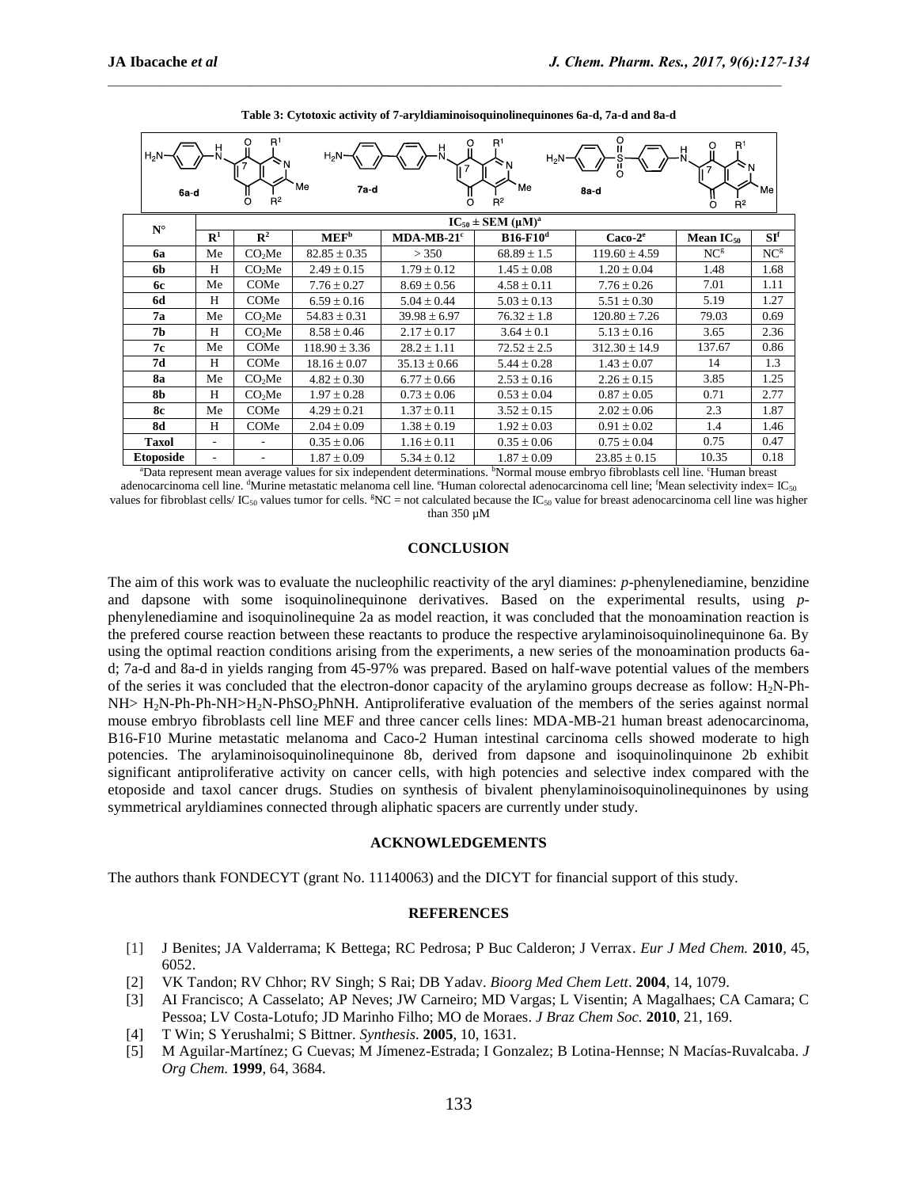**Table 3: Cytotoxic activity of 7-aryldiaminoisoquinolinequinones 6a-d, 7a-d and 8a-d**

| N° | IC$_{50}$ ± SEM (µM)[a] | | | | | | | |
|---|---|---|---|---|---|---|---|---|
| | R$^1$ | R$^2$ | MEF[b] | MDA-MB-21[c] | B16-F10[d] | Caco-2[e] | Mean IC$_{50}$ | SI[f] |
| 6a | Me | CO$_2$Me | 82.85 ± 0.35 | > 350 | 68.89 ± 1.5 | 119.60 ± 4.59 | NC[g] | NC[g] |
| 6b | H | CO$_2$Me | 2.49 ± 0.15 | 1.79 ± 0.12 | 1.45 ± 0.08 | 1.20 ± 0.04 | 1.48 | 1.68 |
| 6c | Me | COMe | 7.76 ± 0.27 | 8.69 ± 0.56 | 4.58 ± 0.11 | 7.76 ± 0.26 | 7.01 | 1.11 |
| 6d | H | COMe | 6.59 ± 0.16 | 5.04 ± 0.44 | 5.03 ± 0.13 | 5.51 ± 0.30 | 5.19 | 1.27 |
| 7a | Me | CO$_2$Me | 54.83 ± 0.31 | 39.98 ± 6.97 | 76.32 ± 1.8 | 120.80 ± 7.26 | 79.03 | 0.69 |
| 7b | H | CO$_2$Me | 8.58 ± 0.46 | 2.17 ± 0.17 | 3.64 ± 0.1 | 5.13 ± 0.16 | 3.65 | 2.36 |
| 7c | Me | COMe | 118.90 ± 3.36 | 28.2 ± 1.11 | 72.52 ± 2.5 | 312.30 ± 14.9 | 137.67 | 0.86 |
| 7d | H | COMe | 18.16 ± 0.07 | 35.13 ± 0.66 | 5.44 ± 0.28 | 1.43 ± 0.07 | 14 | 1.3 |
| 8a | Me | CO$_2$Me | 4.82 ± 0.30 | 6.77 ± 0.66 | 2.53 ± 0.16 | 2.26 ± 0.15 | 3.85 | 1.25 |
| 8b | H | CO$_2$Me | 1.97 ± 0.28 | 0.73 ± 0.06 | 0.53 ± 0.04 | 0.87 ± 0.05 | 0.71 | 2.77 |
| 8c | Me | COMe | 4.29 ± 0.21 | 1.37 ± 0.11 | 3.52 ± 0.15 | 2.02 ± 0.06 | 2.3 | 1.87 |
| 8d | H | COMe | 2.04 ± 0.09 | 1.38 ± 0.19 | 1.92 ± 0.03 | 0.91 ± 0.02 | 1.4 | 1.46 |
| Taxol | - | - | 0.35 ± 0.06 | 1.16 ± 0.11 | 0.35 ± 0.06 | 0.75 ± 0.04 | 0.75 | 0.47 |
| Etoposide | - | - | 1.87 ± 0.09 | 5.34 ± 0.12 | 1.87 ± 0.09 | 23.85 ± 0.15 | 10.35 | 0.18 |

[a]Data represent mean average values for six independent determinations. [b]Normal mouse embryo fibroblasts cell line. [c]Human breast adenocarcinoma cell line. [d]Murine metastatic melanoma cell line. [e]Human colorectal adenocarcinoma cell line; [f]Mean selectivity index= IC$_{50}$ values for fibroblast cells/ IC$_{50}$ values tumor for cells. [g]NC = not calculated because the IC$_{50}$ value for breast adenocarcinoma cell line was higher than 350 µM

## CONCLUSION

The aim of this work was to evaluate the nucleophilic reactivity of the aryl diamines: *p*-phenylenediamine, benzidine and dapsone with some isoquinolinequinone derivatives. Based on the experimental results, using *p*-phenylenediamine and isoquinolinequine 2a as model reaction, it was concluded that the monoamination reaction is the prefered course reaction between these reactants to produce the respective arylaminoisoquinolinequinone 6a. By using the optimal reaction conditions arising from the experiments, a new series of the monoamination products 6a-d; 7a-d and 8a-d in yields ranging from 45-97% was prepared. Based on half-wave potential values of the members of the series it was concluded that the electron-donor capacity of the arylamino groups decrease as follow: $H_2N$-Ph-NH> $H_2N$-Ph-Ph-NH>$H_2N$-PhSO$_2$PhNH. Antiproliferative evaluation of the members of the series against normal mouse embryo fibroblasts cell line MEF and three cancer cells lines: MDA-MB-21 human breast adenocarcinoma, B16-F10 Murine metastatic melanoma and Caco-2 Human intestinal carcinoma cells showed moderate to high potencies. The arylaminoisoquinolinequinone 8b, derived from dapsone and isoquinolinquinone 2b exhibit significant antiproliferative activity on cancer cells, with high potencies and selective index compared with the etoposide and taxol cancer drugs. Studies on synthesis of bivalent phenylaminoisoquinolinequinones by using symmetrical aryldiamines connected through aliphatic spacers are currently under study.

## ACKNOWLEDGEMENTS

The authors thank FONDECYT (grant No. 11140063) and the DICYT for financial support of this study.

## REFERENCES

[1] J Benites; JA Valderrama; K Bettega; RC Pedrosa; P Buc Calderon; J Verrax. *Eur J Med Chem.* **2010**, 45, 6052.

[2] VK Tandon; RV Chhor; RV Singh; S Rai; DB Yadav. *Bioorg Med Chem Lett*. **2004**, 14, 1079.

[3] AI Francisco; A Casselato; AP Neves; JW Carneiro; MD Vargas; L Visentin; A Magalhaes; CA Camara; C Pessoa; LV Costa-Lotufo; JD Marinho Filho; MO de Moraes. *J Braz Chem Soc.* **2010**, 21, 169.

[4] T Win; S Yerushalmi; S Bittner. *Synthesis*. **2005**, 10, 1631.

[5] M Aguilar-Martínez; G Cuevas; M Jímenez-Estrada; I Gonzalez; B Lotina-Hennse; N Macías-Ruvalcaba. *J Org Chem.* **1999**, 64, 3684.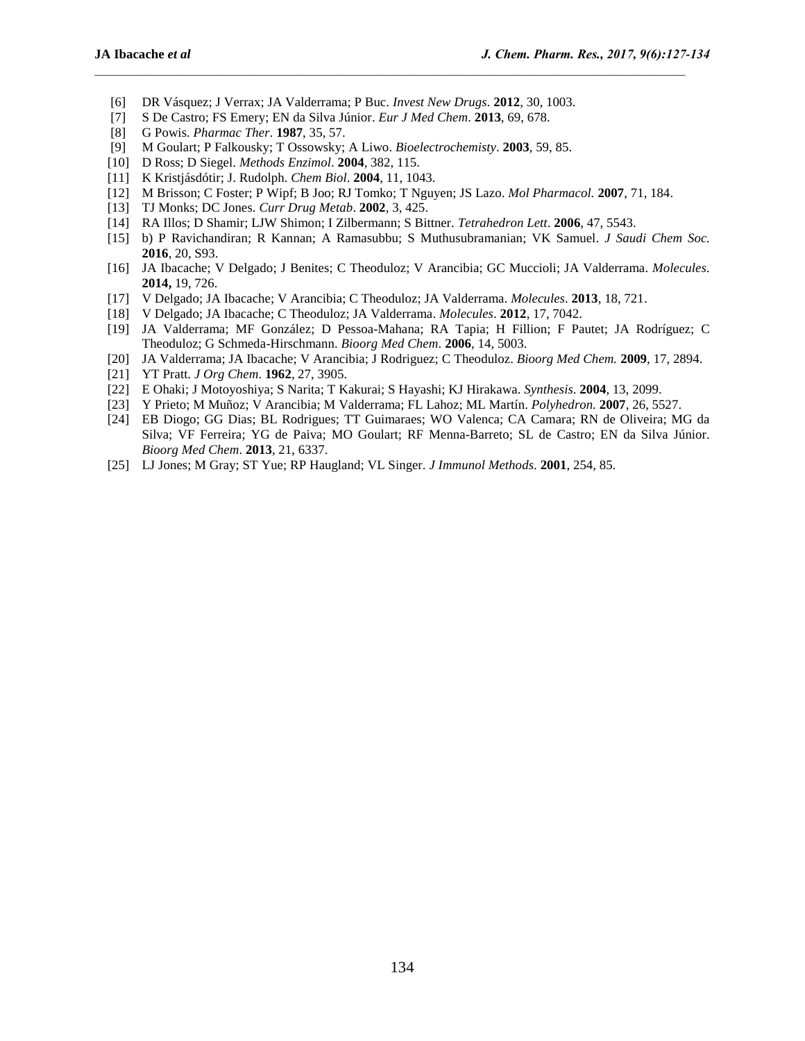[6] DR Vásquez; J Verrax; JA Valderrama; P Buc. *Invest New Drugs*. **2012**, 30, 1003.

[7] S De Castro; FS Emery; EN da Silva Júnior. *Eur J Med Chem*. **2013**, 69, 678.

[8] G Powis. *Pharmac Ther*. **1987**, 35, 57.

[9] M Goulart; P Falkousky; T Ossowsky; A Liwo. *Bioelectrochemisty*. **2003**, 59, 85.

[10] D Ross; D Siegel. *Methods Enzimol*. **2004**, 382, 115.

[11] K Kristjásdótir; J. Rudolph. *Chem Biol*. **2004**, 11, 1043.

[12] M Brisson; C Foster; P Wipf; B Joo; RJ Tomko; T Nguyen; JS Lazo. *Mol Pharmacol.* **2007**, 71, 184.

[13] TJ Monks; DC Jones. *Curr Drug Metab*. **2002**, 3, 425.

[14] RA Illos; D Shamir; LJW Shimon; I Zilbermann; S Bittner. *Tetrahedron Lett*. **2006**, 47, 5543.

[15] b) P Ravichandiran; R Kannan; A Ramasubbu; S Muthusubramanian; VK Samuel. *J Saudi Chem Soc.* **2016**, 20, S93.

[16] JA Ibacache; V Delgado; J Benites; C Theoduloz; V Arancibia; GC Muccioli; JA Valderrama. *Molecules*. **2014,** 19, 726.

[17] V Delgado; JA Ibacache; V Arancibia; C Theoduloz; JA Valderrama. *Molecules*. **2013**, 18, 721.

[18] V Delgado; JA Ibacache; C Theoduloz; JA Valderrama. *Molecules*. **2012**, 17, 7042.

[19] JA Valderrama; MF González; D Pessoa-Mahana; RA Tapia; H Fillion; F Pautet; JA Rodríguez; C Theoduloz; G Schmeda-Hirschmann. *Bioorg Med Chem*. **2006**, 14, 5003.

[20] JA Valderrama; JA Ibacache; V Arancibia; J Rodriguez; C Theoduloz. *Bioorg Med Chem.* **2009**, 17, 2894.

[21] YT Pratt. *J Org Chem*. **1962**, 27, 3905.

[22] E Ohaki; J Motoyoshiya; S Narita; T Kakurai; S Hayashi; KJ Hirakawa. *Synthesis*. **2004**, 13, 2099.

[23] Y Prieto; M Muñoz; V Arancibia; M Valderrama; FL Lahoz; ML Martín. *Polyhedron.* **2007**, 26, 5527.

[24] EB Diogo; GG Dias; BL Rodrigues; TT Guimaraes; WO Valenca; CA Camara; RN de Oliveira; MG da Silva; VF Ferreira; YG de Paiva; MO Goulart; RF Menna-Barreto; SL de Castro; EN da Silva Júnior. *Bioorg Med Chem*. **2013**, 21, 6337.

[25] LJ Jones; M Gray; ST Yue; RP Haugland; VL Singer. *J Immunol Methods*. **2001**, 254, 85.